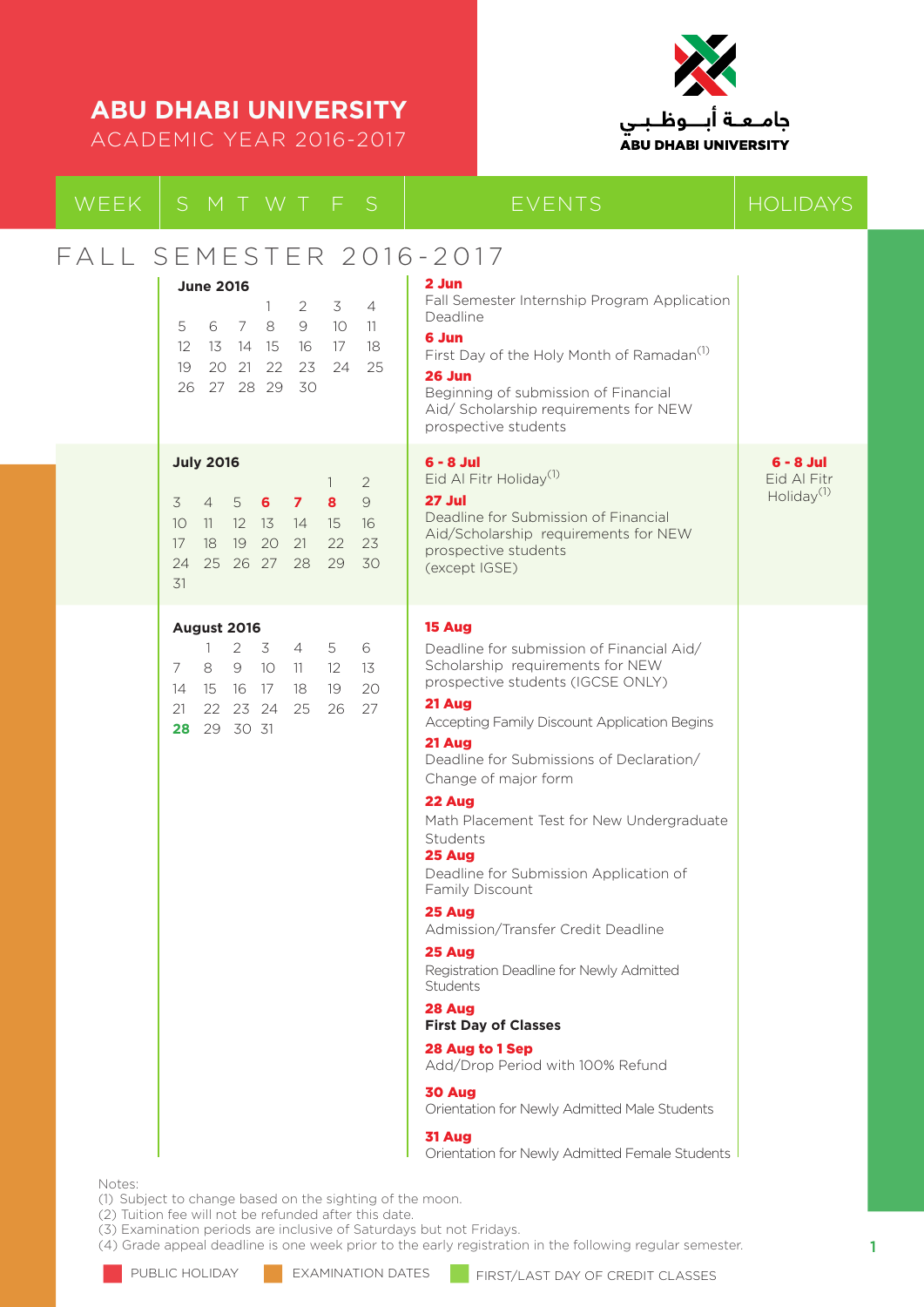# ABU DHABI UNIVERSITY

ACADEMIC YEAR 2016-2017

جامعة أبوظبي
ABU DHABI UNIVERSITY

| WEEK | S M T W T F S | EVENTS | HOLIDAYS |
|---|---|---|---|

## FALL SEMESTER 2016-2017

| WEEK | S M T W T F S | EVENTS | HOLIDAYS |
|---|---|---|---|
| | **June 2016**<br>1 2 3 4<br>5 6 7 8 9 10 11<br>12 13 14 15 16 17 18<br>19 20 21 22 23 24 25<br>26 27 28 29 30 | **2 Jun**<br>Fall Semester Internship Program Application Deadline<br>**6 Jun**<br>First Day of the Holy Month of Ramadan(1)<br>**26 Jun**<br>Beginning of submission of Financial Aid/ Scholarship requirements for NEW prospective students | |
| | **July 2016**<br>1 2<br>3 4 5 **6** **7** **8** 9<br>10 11 12 13 14 15 16<br>17 18 19 20 21 22 23<br>24 25 26 27 28 29 30<br>31 | **6 - 8 Jul**<br>Eid Al Fitr Holiday(1)<br>**27 Jul**<br>Deadline for Submission of Financial Aid/Scholarship requirements for NEW prospective students (except IGSE) | **6 - 8 Jul**<br>Eid Al Fitr Holiday(1) |
| | **August 2016**<br>1 2 3 4 5 6<br>7 8 9 10 11 12 13<br>14 15 16 17 18 19 20<br>21 22 23 24 25 26 27<br>**28** 29 30 31 | **15 Aug**<br>Deadline for submission of Financial Aid/ Scholarship requirements for NEW prospective students (IGCSE ONLY)<br>**21 Aug**<br>Accepting Family Discount Application Begins<br>**21 Aug**<br>Deadline for Submissions of Declaration/ Change of major form<br>**22 Aug**<br>Math Placement Test for New Undergraduate Students<br>**25 Aug**<br>Deadline for Submission Application of Family Discount<br>**25 Aug**<br>Admission/Transfer Credit Deadline<br>**25 Aug**<br>Registration Deadline for Newly Admitted Students<br>**28 Aug**<br>**First Day of Classes**<br>**28 Aug to 1 Sep**<br>Add/Drop Period with 100% Refund<br>**30 Aug**<br>Orientation for Newly Admitted Male Students<br>**31 Aug**<br>Orientation for Newly Admitted Female Students | |

Notes:
(1) Subject to change based on the sighting of the moon.
(2) Tuition fee will not be refunded after this date.
(3) Examination periods are inclusive of Saturdays but not Fridays.
(4) Grade appeal deadline is one week prior to the early registration in the following regular semester.

PUBLIC HOLIDAY | EXAMINATION DATES | FIRST/LAST DAY OF CREDIT CLASSES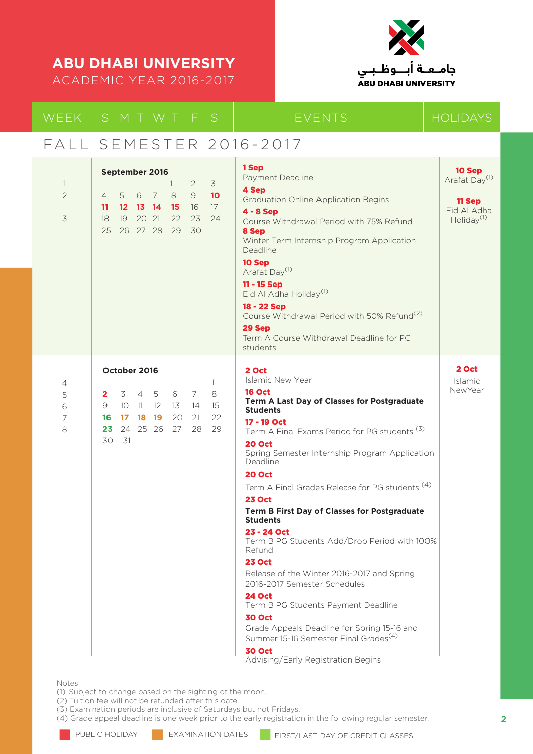# ABU DHABI UNIVERSITY

ACADEMIC YEAR 2016-2017

جامعة أبوظبي
ABU DHABI UNIVERSITY

## FALL SEMESTER 2016-2017

| WEEK | S M T W T F S | EVENTS | HOLIDAYS |
|---|---|---|---|
| 1<br>2<br><br>3 | **September 2016**<br>1 2 3<br>4 5 6 7 8 9 **10**<br>**11** **12** **13** **14** **15** 16 17<br>18 19 20 21 22 23 24<br>25 26 27 28 29 30 | **1 Sep**<br>Payment Deadline<br>**4 Sep**<br>Graduation Online Application Begins<br>**4 - 8 Sep**<br>Course Withdrawal Period with 75% Refund<br>**8 Sep**<br>Winter Term Internship Program Application Deadline<br>**10 Sep**<br>Arafat Day(1)<br>**11 - 15 Sep**<br>Eid Al Adha Holiday(1)<br>**18 - 22 Sep**<br>Course Withdrawal Period with 50% Refund(2)<br>**29 Sep**<br>Term A Course Withdrawal Deadline for PG students | **10 Sep**<br>Arafat Day(1)<br>**11 Sep**<br>Eid Al Adha Holiday(1) |
| 4<br>5<br>6<br>7<br>8 | **October 2016**<br>1<br>**2** 3 4 5 6 7 8<br>9 10 11 12 13 14 15<br>**16** **17** **18** **19** 20 21 22<br>**23** 24 25 26 27 28 29<br>30 31 | **2 Oct**<br>Islamic New Year<br>**16 Oct**<br>**Term A Last Day of Classes for Postgraduate Students**<br>**17 - 19 Oct**<br>Term A Final Exams Period for PG students (3)<br>**20 Oct**<br>Spring Semester Internship Program Application Deadline<br>**20 Oct**<br>Term A Final Grades Release for PG students (4)<br>**23 Oct**<br>**Term B First Day of Classes for Postgraduate Students**<br>**23 - 24 Oct**<br>Term B PG Students Add/Drop Period with 100% Refund<br>**23 Oct**<br>Release of the Winter 2016-2017 and Spring 2016-2017 Semester Schedules<br>**24 Oct**<br>Term B PG Students Payment Deadline<br>**30 Oct**<br>Grade Appeals Deadline for Spring 15-16 and Summer 15-16 Semester Final Grades(4)<br>**30 Oct**<br>Advising/Early Registration Begins | **2 Oct**<br>Islamic NewYear |

Notes:
(1) Subject to change based on the sighting of the moon.
(2) Tuition fee will not be refunded after this date.
(3) Examination periods are inclusive of Saturdays but not Fridays.
(4) Grade appeal deadline is one week prior to the early registration in the following regular semester.

PUBLIC HOLIDAY | EXAMINATION DATES | FIRST/LAST DAY OF CREDIT CLASSES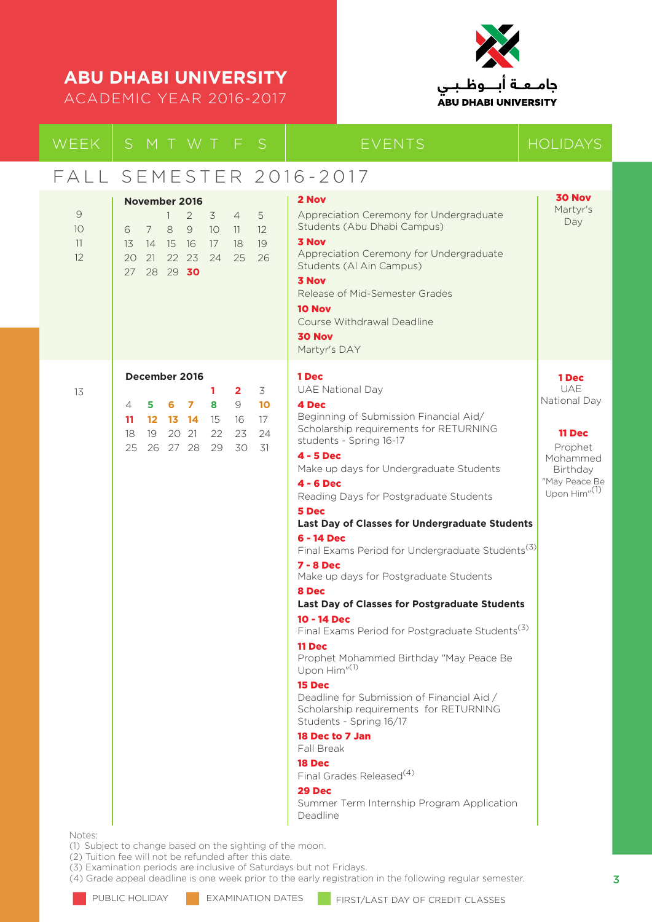# ABU DHABI UNIVERSITY
ACADEMIC YEAR 2016-2017

جامعة أبوظبي
ABU DHABI UNIVERSITY

| WEEK | S M T W T F S | EVENTS | HOLIDAYS |
|---|---|---|---|

## FALL SEMESTER 2016-2017

| WEEK | November 2016 | EVENTS | HOLIDAYS |
|---|---|---|---|
| 9<br>10<br>11<br>12 | 1 2 3 4 5<br>6 7 8 9 10 11 12<br>13 14 15 16 17 18 19<br>20 21 22 23 24 25 26<br>27 28 29 **30** | **2 Nov**<br>Appreciation Ceremony for Undergraduate Students (Abu Dhabi Campus)<br>**3 Nov**<br>Appreciation Ceremony for Undergraduate Students (Al Ain Campus)<br>**3 Nov**<br>Release of Mid-Semester Grades<br>**10 Nov**<br>Course Withdrawal Deadline<br>**30 Nov**<br>Martyr's DAY | **30 Nov**<br>Martyr's Day |

| WEEK | December 2016 | EVENTS | HOLIDAYS |
|---|---|---|---|
| 13 | **1** **2** 3<br>4 **5** **6** **7** **8** 9 **10**<br>**11** **12** **13** **14** 15 16 17<br>18 19 20 21 22 23 24<br>25 26 27 28 29 30 31 | **1 Dec**<br>UAE National Day<br>**4 Dec**<br>Beginning of Submission Financial Aid/ Scholarship requirements for RETURNING students - Spring 16-17<br>**4 - 5 Dec**<br>Make up days for Undergraduate Students<br>**4 - 6 Dec**<br>Reading Days for Postgraduate Students<br>**5 Dec**<br>**Last Day of Classes for Undergraduate Students**<br>**6 - 14 Dec**<br>Final Exams Period for Undergraduate Students(3)<br>**7 - 8 Dec**<br>Make up days for Postgraduate Students<br>**8 Dec**<br>**Last Day of Classes for Postgraduate Students**<br>**10 - 14 Dec**<br>Final Exams Period for Postgraduate Students(3)<br>**11 Dec**<br>Prophet Mohammed Birthday "May Peace Be Upon Him"(1)<br>**15 Dec**<br>Deadline for Submission of Financial Aid / Scholarship requirements for RETURNING Students - Spring 16/17<br>**18 Dec to 7 Jan**<br>Fall Break<br>**18 Dec**<br>Final Grades Released(4)<br>**29 Dec**<br>Summer Term Internship Program Application Deadline | **1 Dec**<br>UAE National Day<br><br>**11 Dec**<br>Prophet Mohammed Birthday "May Peace Be Upon Him"(1) |

Notes:
(1) Subject to change based on the sighting of the moon.
(2) Tuition fee will not be refunded after this date.
(3) Examination periods are inclusive of Saturdays but not Fridays.
(4) Grade appeal deadline is one week prior to the early registration in the following regular semester.

PUBLIC HOLIDAY | EXAMINATION DATES | FIRST/LAST DAY OF CREDIT CLASSES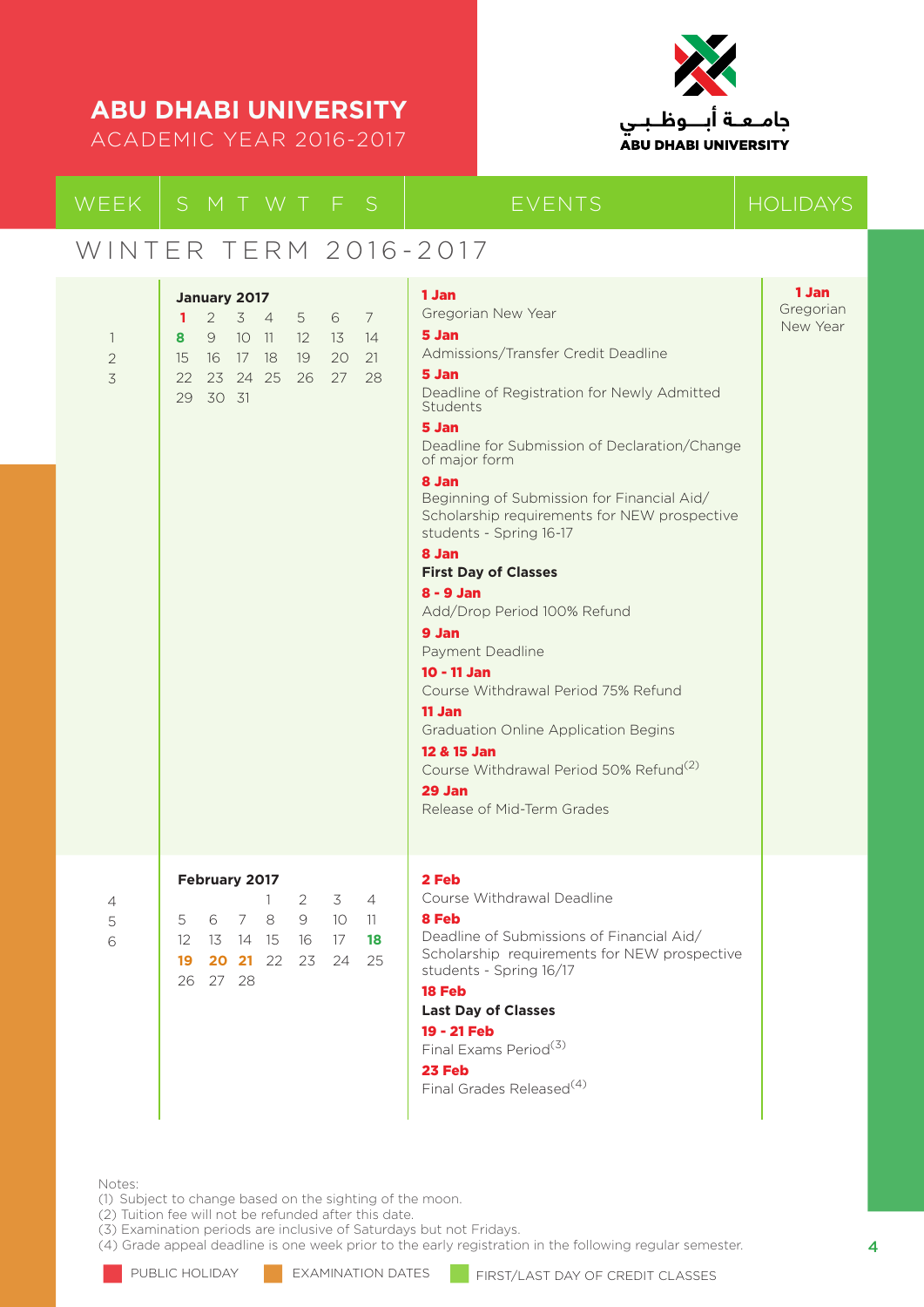# ABU DHABI UNIVERSITY

ACADEMIC YEAR 2016-2017

جامعة أبوظبي
ABU DHABI UNIVERSITY

## WINTER TERM 2016-2017

| WEEK | S M T W T F S | EVENTS | HOLIDAYS |
|---|---|---|---|
| 1<br>2<br>3 | **January 2017**<br>1 2 3 4 5 6 7<br>8 9 10 11 12 13 14<br>15 16 17 18 19 20 21<br>22 23 24 25 26 27 28<br>29 30 31 | **1 Jan**<br>Gregorian New Year<br>**5 Jan**<br>Admissions/Transfer Credit Deadline<br>**5 Jan**<br>Deadline of Registration for Newly Admitted Students<br>**5 Jan**<br>Deadline for Submission of Declaration/Change of major form<br>**8 Jan**<br>Beginning of Submission for Financial Aid/ Scholarship requirements for NEW prospective students - Spring 16-17<br>**8 Jan**<br>**First Day of Classes**<br>**8 - 9 Jan**<br>Add/Drop Period 100% Refund<br>**9 Jan**<br>Payment Deadline<br>**10 - 11 Jan**<br>Course Withdrawal Period 75% Refund<br>**11 Jan**<br>Graduation Online Application Begins<br>**12 & 15 Jan**<br>Course Withdrawal Period 50% Refund(2)<br>**29 Jan**<br>Release of Mid-Term Grades | **1 Jan**<br>Gregorian New Year |
| 4<br>5<br>6 | **February 2017**<br>1 2 3 4<br>5 6 7 8 9 10 11<br>12 13 14 15 16 17 18<br>19 20 21 22 23 24 25<br>26 27 28 | **2 Feb**<br>Course Withdrawal Deadline<br>**8 Feb**<br>Deadline of Submissions of Financial Aid/ Scholarship requirements for NEW prospective students - Spring 16/17<br>**18 Feb**<br>**Last Day of Classes**<br>**19 - 21 Feb**<br>Final Exams Period(3)<br>**23 Feb**<br>Final Grades Released(4) | |

Notes:
(1) Subject to change based on the sighting of the moon.
(2) Tuition fee will not be refunded after this date.
(3) Examination periods are inclusive of Saturdays but not Fridays.
(4) Grade appeal deadline is one week prior to the early registration in the following regular semester.

PUBLIC HOLIDAY | EXAMINATION DATES | FIRST/LAST DAY OF CREDIT CLASSES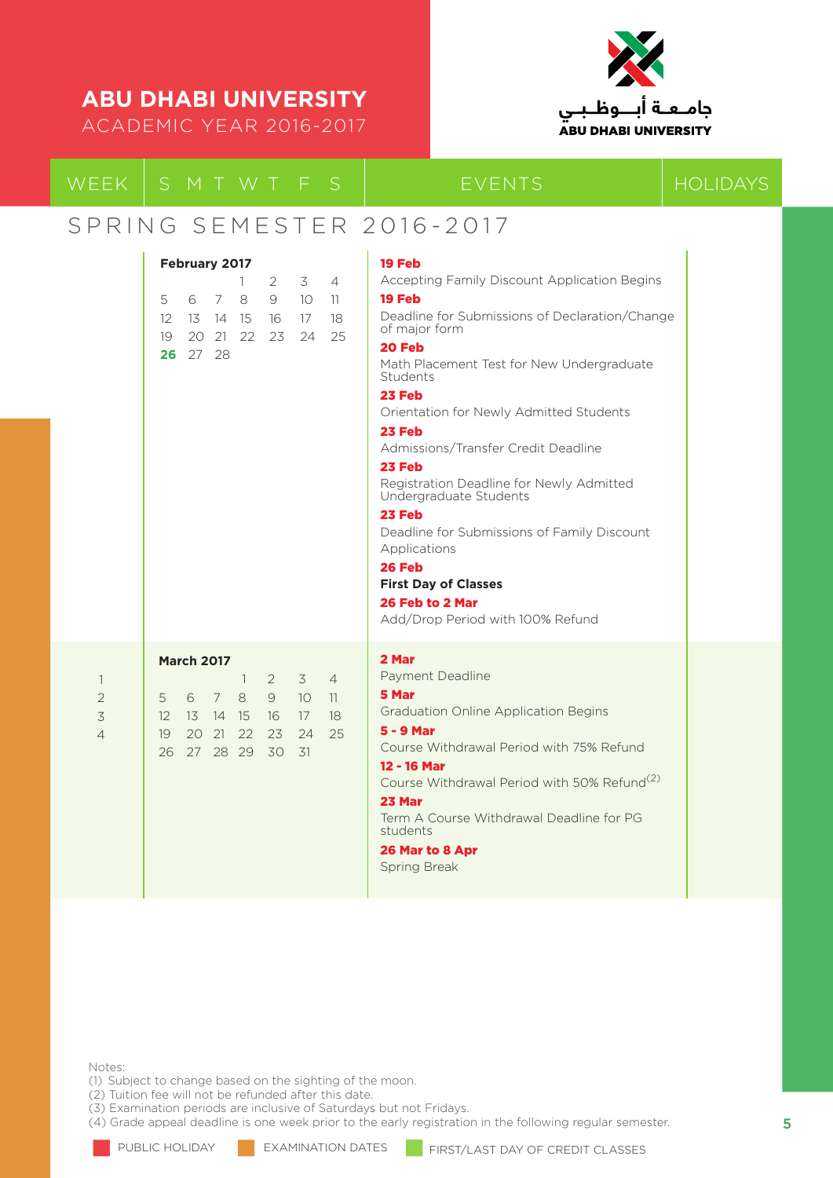# ABU DHABI UNIVERSITY

ACADEMIC YEAR 2016-2017

جامعة أبوظبي
ABU DHABI UNIVERSITY

| WEEK | S M T W T F S | EVENTS | HOLIDAYS |
|---|---|---|---|

## SPRING SEMESTER 2016-2017

| WEEK | Calendar | EVENTS | HOLIDAYS |
|---|---|---|---|
| | **February 2017**<br>1 2 3 4<br>5 6 7 8 9 10 11<br>12 13 14 15 16 17 18<br>19 20 21 22 23 24 25<br>**26** 27 28 | **19 Feb** Accepting Family Discount Application Begins<br>**19 Feb** Deadline for Submissions of Declaration/Change of major form<br>**20 Feb** Math Placement Test for New Undergraduate Students<br>**23 Feb** Orientation for Newly Admitted Students<br>**23 Feb** Admissions/Transfer Credit Deadline<br>**23 Feb** Registration Deadline for Newly Admitted Undergraduate Students<br>**23 Feb** Deadline for Submissions of Family Discount Applications<br>**26 Feb** **First Day of Classes**<br>**26 Feb to 2 Mar** Add/Drop Period with 100% Refund | |
| 1<br>2<br>3<br>4 | **March 2017**<br>1 2 3 4<br>5 6 7 8 9 10 11<br>12 13 14 15 16 17 18<br>19 20 21 22 23 24 25<br>26 27 28 29 30 31 | **2 Mar** Payment Deadline<br>**5 Mar** Graduation Online Application Begins<br>**5 - 9 Mar** Course Withdrawal Period with 75% Refund<br>**12 - 16 Mar** Course Withdrawal Period with 50% Refund(2)<br>**23 Mar** Term A Course Withdrawal Deadline for PG students<br>**26 Mar to 8 Apr** Spring Break | |

Notes:
(1) Subject to change based on the sighting of the moon.
(2) Tuition fee will not be refunded after this date.
(3) Examination periods are inclusive of Saturdays but not Fridays.
(4) Grade appeal deadline is one week prior to the early registration in the following regular semester.

PUBLIC HOLIDAY | EXAMINATION DATES | FIRST/LAST DAY OF CREDIT CLASSES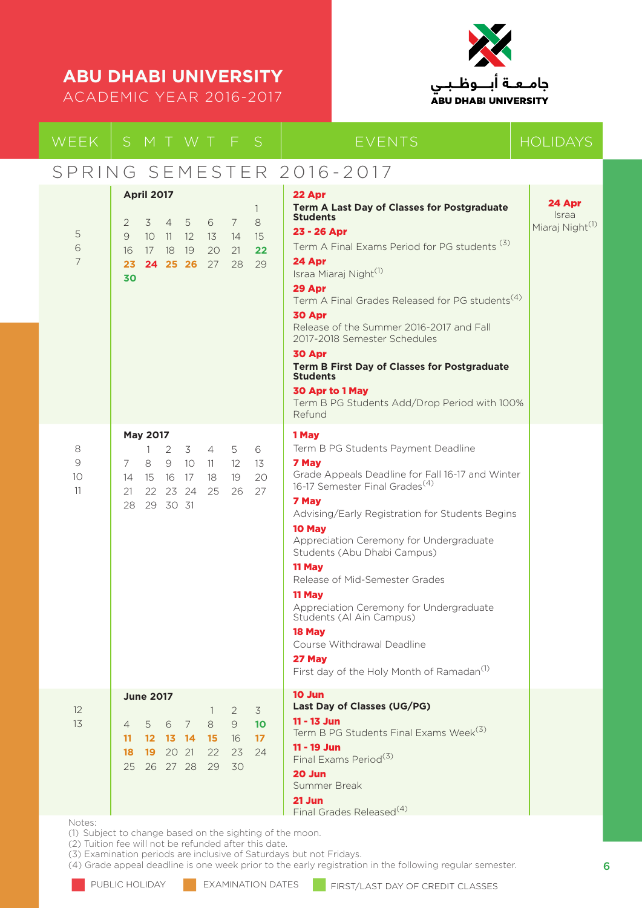# ABU DHABI UNIVERSITY

ACADEMIC YEAR 2016-2017

جامعة أبوظبي
ABU DHABI UNIVERSITY

| WEEK | S M T W T F S | EVENTS | HOLIDAYS |
|---|---|---|---|

## SPRING SEMESTER 2016-2017

| WEEK | S M T W T F S | EVENTS | HOLIDAYS |
|---|---|---|---|
| 5<br>6<br>7 | **April 2017**<br>1<br>2 3 4 5 6 7 8<br>9 10 11 12 13 14 15<br>16 17 18 19 20 21 **22**<br>**23 24 25 26** 27 28 29<br>**30** | **22 Apr**<br>**Term A Last Day of Classes for Postgraduate Students**<br>**23 - 26 Apr**<br>Term A Final Exams Period for PG students (3)<br>**24 Apr**<br>Israa Miaraj Night(1)<br>**29 Apr**<br>Term A Final Grades Released for PG students(4)<br>**30 Apr**<br>Release of the Summer 2016-2017 and Fall 2017-2018 Semester Schedules<br>**30 Apr**<br>**Term B First Day of Classes for Postgraduate Students**<br>**30 Apr to 1 May**<br>Term B PG Students Add/Drop Period with 100% Refund | **24 Apr**<br>Israa Miaraj Night(1) |
| 8<br>9<br>10<br>11 | **May 2017**<br>1 2 3 4 5 6<br>7 8 9 10 11 12 13<br>14 15 16 17 18 19 20<br>21 22 23 24 25 26 27<br>28 29 30 31 | **1 May**<br>Term B PG Students Payment Deadline<br>**7 May**<br>Grade Appeals Deadline for Fall 16-17 and Winter 16-17 Semester Final Grades(4)<br>**7 May**<br>Advising/Early Registration for Students Begins<br>**10 May**<br>Appreciation Ceremony for Undergraduate Students (Abu Dhabi Campus)<br>**11 May**<br>Release of Mid-Semester Grades<br>**11 May**<br>Appreciation Ceremony for Undergraduate Students (Al Ain Campus)<br>**18 May**<br>Course Withdrawal Deadline<br>**27 May**<br>First day of the Holy Month of Ramadan(1) | |
| 12<br>13 | **June 2017**<br>1 2 3<br>4 5 6 7 8 9 **10**<br>**11 12 13 14 15** 16 **17**<br>**18 19** 20 21 22 23 24<br>25 26 27 28 29 30 | **10 Jun**<br>**Last Day of Classes (UG/PG)**<br>**11 - 13 Jun**<br>Term B PG Students Final Exams Week(3)<br>**11 - 19 Jun**<br>Final Exams Period(3)<br>**20 Jun**<br>Summer Break<br>**21 Jun**<br>Final Grades Released(4) | |

Notes:
(1) Subject to change based on the sighting of the moon.
(2) Tuition fee will not be refunded after this date.
(3) Examination periods are inclusive of Saturdays but not Fridays.
(4) Grade appeal deadline is one week prior to the early registration in the following regular semester.

PUBLIC HOLIDAY — EXAMINATION DATES — FIRST/LAST DAY OF CREDIT CLASSES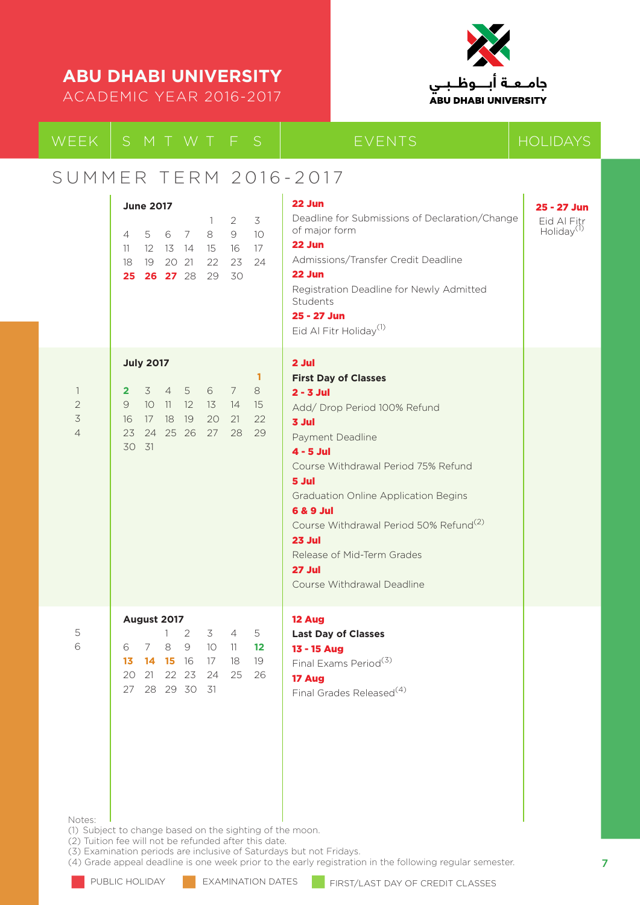# ABU DHABI UNIVERSITY

ACADEMIC YEAR 2016-2017

جامعة أبوظبي
ABU DHABI UNIVERSITY

## SUMMER TERM 2016-2017

| WEEK | S M T W T F S | EVENTS | HOLIDAYS |
|---|---|---|---|
| | **June 2017**<br>1 2 3<br>4 5 6 7 8 9 10<br>11 12 13 14 15 16 17<br>18 19 20 21 22 23 24<br>**25 26 27** 28 29 30 | **22 Jun**<br>Deadline for Submissions of Declaration/Change of major form<br>**22 Jun**<br>Admissions/Transfer Credit Deadline<br>**22 Jun**<br>Registration Deadline for Newly Admitted Students<br>**25 - 27 Jun**<br>Eid Al Fitr Holiday(1) | **25 - 27 Jun**<br>Eid Al Fitr Holiday(1) |
| 1<br>2<br>3<br>4 | **July 2017**<br>**1**<br>**2** 3 4 5 6 7 8<br>9 10 11 12 13 14 15<br>16 17 18 19 20 21 22<br>23 24 25 26 27 28 29<br>30 31 | **2 Jul**<br>**First Day of Classes**<br>**2 - 3 Jul**<br>Add/ Drop Period 100% Refund<br>**3 Jul**<br>Payment Deadline<br>**4 - 5 Jul**<br>Course Withdrawal Period 75% Refund<br>**5 Jul**<br>Graduation Online Application Begins<br>**6 & 9 Jul**<br>Course Withdrawal Period 50% Refund(2)<br>**23 Jul**<br>Release of Mid-Term Grades<br>**27 Jul**<br>Course Withdrawal Deadline | |
| 5<br>6 | **August 2017**<br>1 2 3 4 5<br>6 7 8 9 10 11 **12**<br>**13 14 15** 16 17 18 19<br>20 21 22 23 24 25 26<br>27 28 29 30 31 | **12 Aug**<br>**Last Day of Classes**<br>**13 - 15 Aug**<br>Final Exams Period(3)<br>**17 Aug**<br>Final Grades Released(4) | |

Notes:
(1) Subject to change based on the sighting of the moon.
(2) Tuition fee will not be refunded after this date.
(3) Examination periods are inclusive of Saturdays but not Fridays.
(4) Grade appeal deadline is one week prior to the early registration in the following regular semester.

PUBLIC HOLIDAY | EXAMINATION DATES | FIRST/LAST DAY OF CREDIT CLASSES